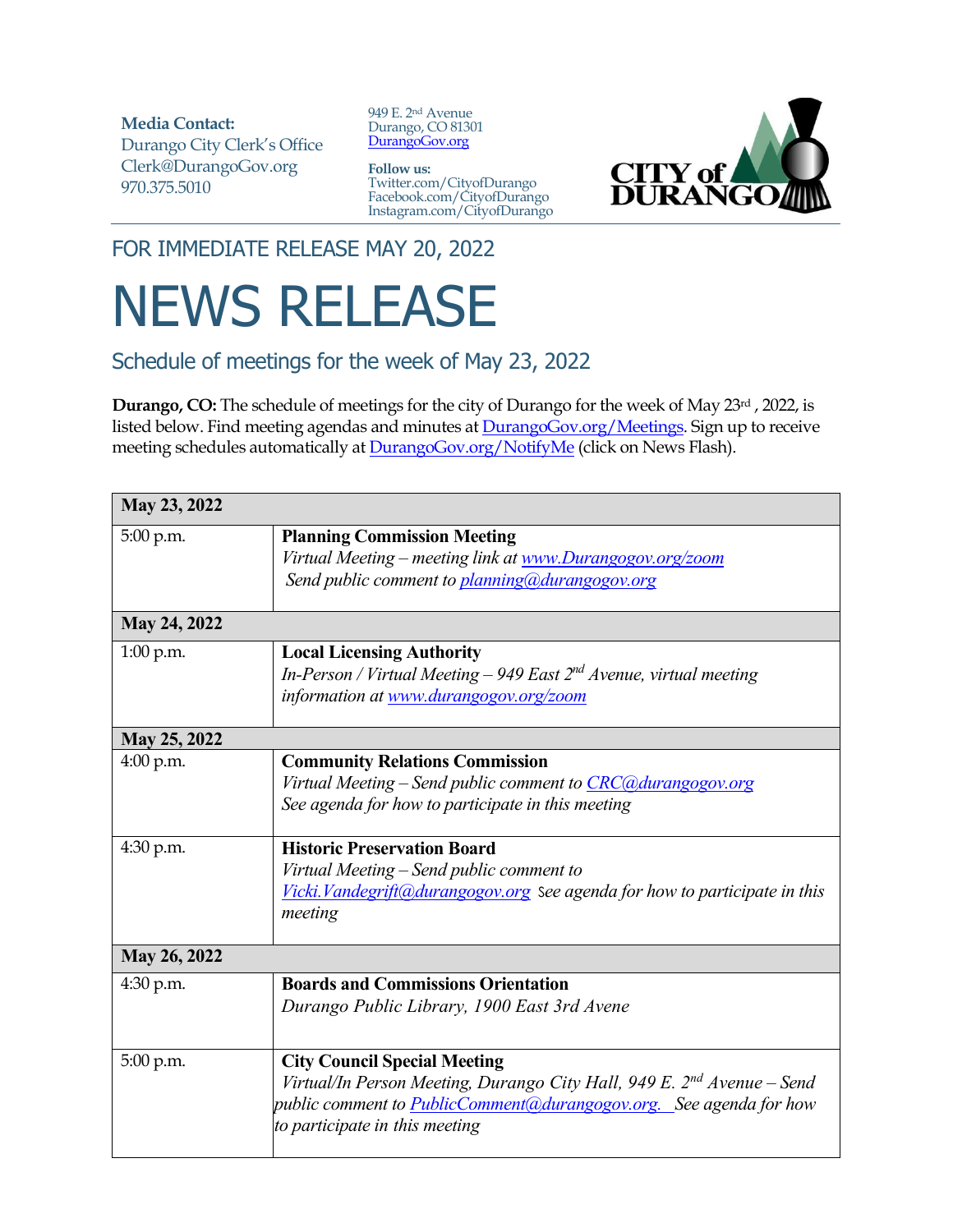**Media Contact:**
Durango City Clerk's Office
Clerk@DurangoGov.org
970.375.5010

949 E. 2nd Avenue
Durango, CO 81301
DurangoGov.org

**Follow us:**
Twitter.com/CityofDurango
Facebook.com/CityofDurango
Instagram.com/CityofDurango

CITY of DURANGO

FOR IMMEDIATE RELEASE MAY 20, 2022

# NEWS RELEASE

## Schedule of meetings for the week of May 23, 2022

**Durango, CO:** The schedule of meetings for the city of Durango for the week of May 23rd , 2022, is listed below. Find meeting agendas and minutes at DurangoGov.org/Meetings. Sign up to receive meeting schedules automatically at DurangoGov.org/NotifyMe (click on News Flash).

| **May 23, 2022** | |
|---|---|
| 5:00 p.m. | **Planning Commission Meeting** *Virtual Meeting – meeting link at www.Durangogov.org/zoom* *Send public comment to planning@durangogov.org* |
| **May 24, 2022** | |
| 1:00 p.m. | **Local Licensing Authority** *In-Person / Virtual Meeting – 949 East 2nd Avenue, virtual meeting information at www.durangogov.org/zoom* |
| **May 25, 2022** | |
| 4:00 p.m. | **Community Relations Commission** *Virtual Meeting – Send public comment to CRC@durangogov.org* *See agenda for how to participate in this meeting* |
| 4:30 p.m. | **Historic Preservation Board** *Virtual Meeting – Send public comment to Vicki.Vandegrift@durangogov.org See agenda for how to participate in this meeting* |
| **May 26, 2022** | |
| 4:30 p.m. | **Boards and Commissions Orientation** *Durango Public Library, 1900 East 3rd Avene* |
| 5:00 p.m. | **City Council Special Meeting** *Virtual/In Person Meeting, Durango City Hall, 949 E. 2nd Avenue – Send public comment to PublicComment@durangogov.org. See agenda for how to participate in this meeting* |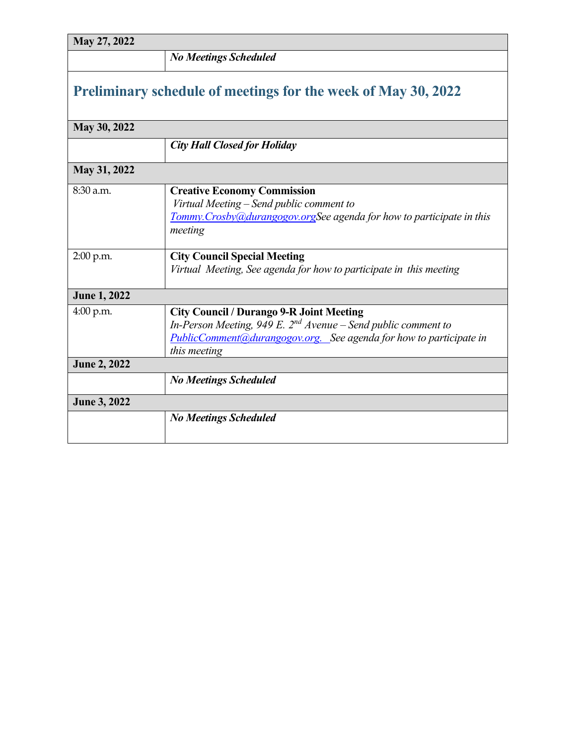| May 27, 2022 | |
|---|---|
| | ***No Meetings Scheduled*** |

## Preliminary schedule of meetings for the week of May 30, 2022

| May 30, 2022 | |
|---|---|
| | ***City Hall Closed for Holiday*** |
| **May 31, 2022** | |
| 8:30 a.m. | **Creative Economy Commission** *Virtual Meeting – Send public comment to [Tommy.Crosby@durangogov.org](mailto:Tommy.Crosby@durangogov.org)See agenda for how to participate in this meeting* |
| 2:00 p.m. | **City Council Special Meeting** *Virtual Meeting, See agenda for how to participate in this meeting* |
| **June 1, 2022** | |
| 4:00 p.m. | **City Council / Durango 9-R Joint Meeting** *In-Person Meeting, 949 E. 2nd Avenue – Send public comment to [PublicComment@durangogov.org.](mailto:PublicComment@durangogov.org) See agenda for how to participate in this meeting* |
| **June 2, 2022** | |
| | ***No Meetings Scheduled*** |
| **June 3, 2022** | |
| | ***No Meetings Scheduled*** |